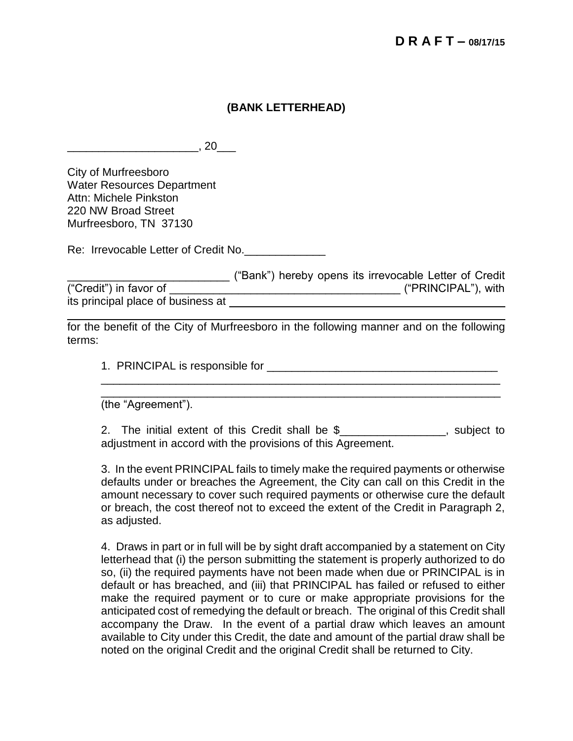**D R A F T – 08/17/15**

**(BANK LETTERHEAD)**

_____________________, 20___

City of Murfreesboro
Water Resources Department
Attn: Michele Pinkston
220 NW Broad Street
Murfreesboro, TN 37130

Re: Irrevocable Letter of Credit No._____________

__________________________ ("Bank") hereby opens its irrevocable Letter of Credit ("Credit") in favor of _____________________________________ ("PRINCIPAL"), with its principal place of business at ______________________________________________
_______________________________________________________________
for the benefit of the City of Murfreesboro in the following manner and on the following terms:

1. PRINCIPAL is responsible for _____________________________________
_______________________________________________________________
_______________________________________________________________
(the "Agreement").

2. The initial extent of this Credit shall be $_________________, subject to adjustment in accord with the provisions of this Agreement.

3. In the event PRINCIPAL fails to timely make the required payments or otherwise defaults under or breaches the Agreement, the City can call on this Credit in the amount necessary to cover such required payments or otherwise cure the default or breach, the cost thereof not to exceed the extent of the Credit in Paragraph 2, as adjusted.

4. Draws in part or in full will be by sight draft accompanied by a statement on City letterhead that (i) the person submitting the statement is properly authorized to do so, (ii) the required payments have not been made when due or PRINCIPAL is in default or has breached, and (iii) that PRINCIPAL has failed or refused to either make the required payment or to cure or make appropriate provisions for the anticipated cost of remedying the default or breach. The original of this Credit shall accompany the Draw. In the event of a partial draw which leaves an amount available to City under this Credit, the date and amount of the partial draw shall be noted on the original Credit and the original Credit shall be returned to City.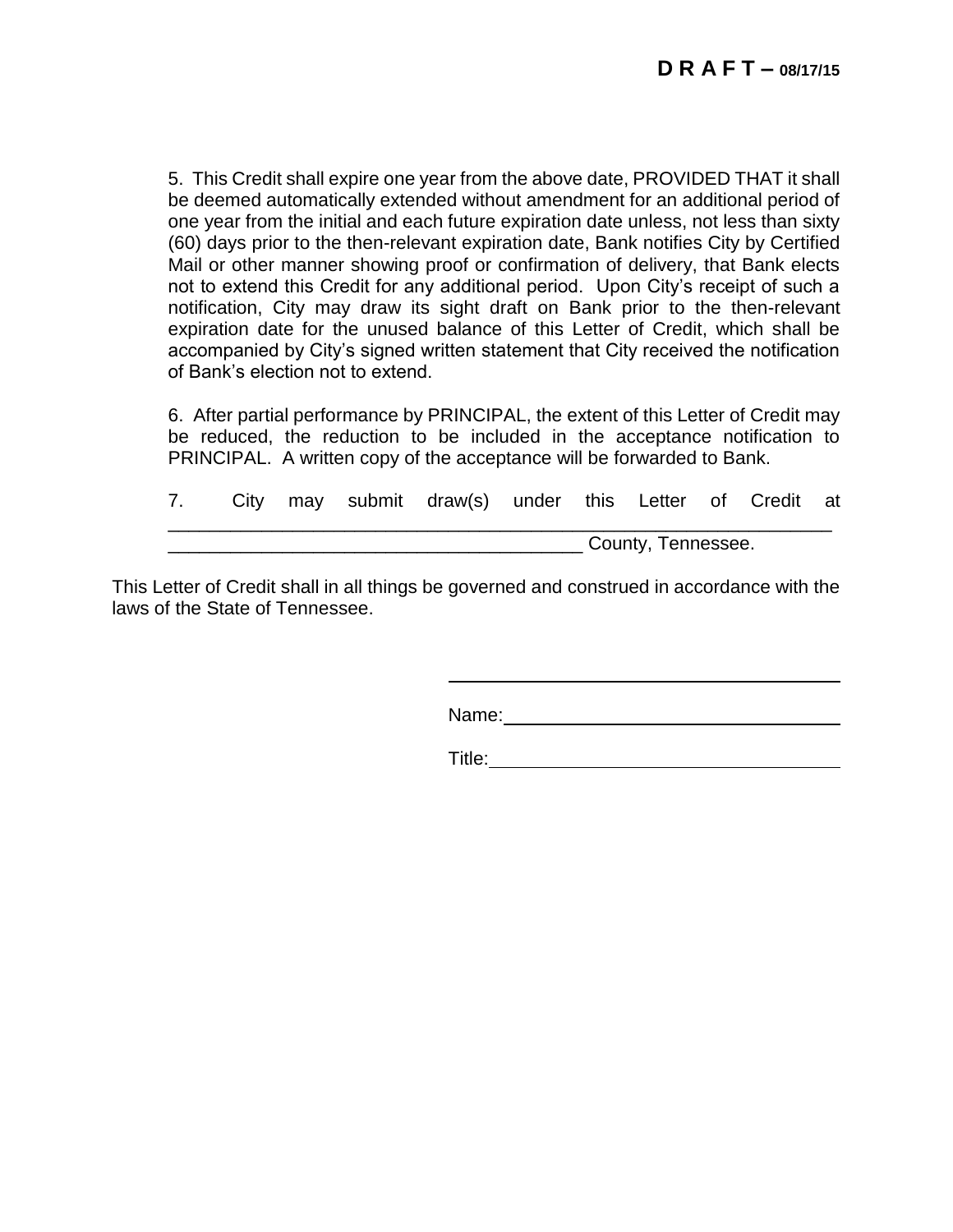5. This Credit shall expire one year from the above date, PROVIDED THAT it shall be deemed automatically extended without amendment for an additional period of one year from the initial and each future expiration date unless, not less than sixty (60) days prior to the then-relevant expiration date, Bank notifies City by Certified Mail or other manner showing proof or confirmation of delivery, that Bank elects not to extend this Credit for any additional period. Upon City's receipt of such a notification, City may draw its sight draft on Bank prior to the then-relevant expiration date for the unused balance of this Letter of Credit, which shall be accompanied by City's signed written statement that City received the notification of Bank's election not to extend.

6. After partial performance by PRINCIPAL, the extent of this Letter of Credit may be reduced, the reduction to be included in the acceptance notification to PRINCIPAL. A written copy of the acceptance will be forwarded to Bank.

7. City may submit draw(s) under this Letter of Credit at _________________________________________________________________ ________________________________________ County, Tennessee.

This Letter of Credit shall in all things be governed and construed in accordance with the laws of the State of Tennessee.

\_\_\_\_\_\_\_\_\_\_\_\_\_\_\_\_\_\_\_\_\_\_\_\_\_\_\_\_\_\_\_\_\_\_\_\_

Name: \_\_\_\_\_\_\_\_\_\_\_\_\_\_\_\_\_\_\_\_\_\_\_\_\_\_\_\_\_\_

Title: \_\_\_\_\_\_\_\_\_\_\_\_\_\_\_\_\_\_\_\_\_\_\_\_\_\_\_\_\_\_